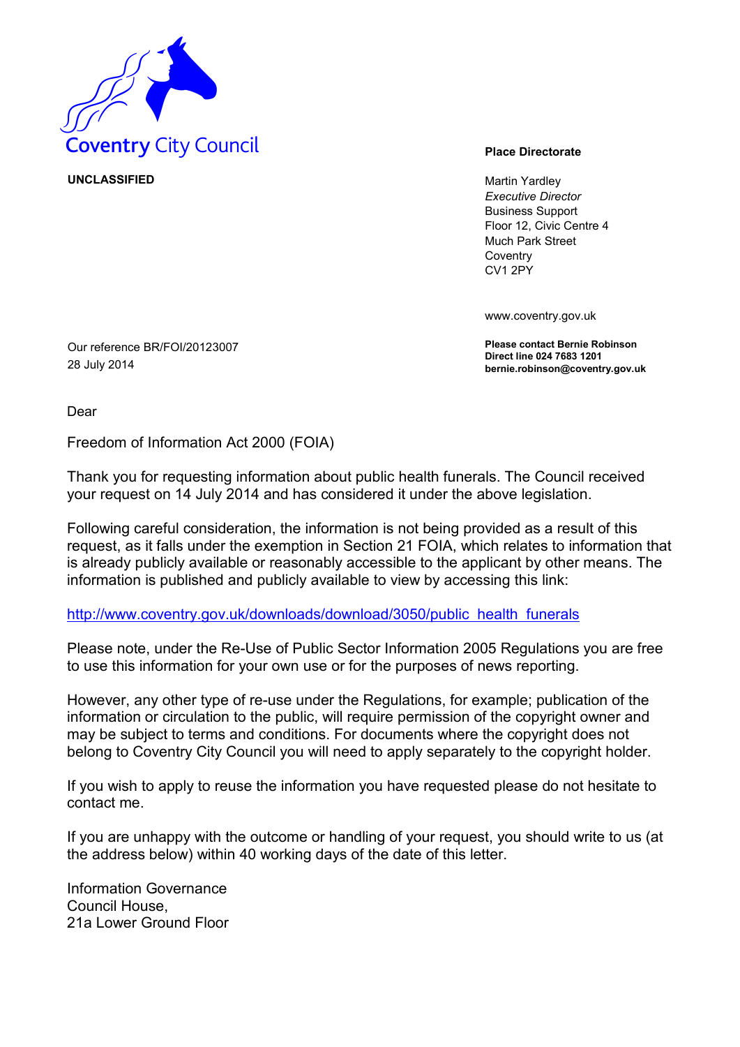Coventry City Council

**UNCLASSIFIED**

**Place Directorate**

Martin Yardley
*Executive Director*
Business Support
Floor 12, Civic Centre 4
Much Park Street
Coventry
CV1 2PY

www.coventry.gov.uk

**Please contact Bernie Robinson**
**Direct line 024 7683 1201**
**bernie.robinson@coventry.gov.uk**

Our reference BR/FOI/20123007
28 July 2014

Dear

Freedom of Information Act 2000 (FOIA)

Thank you for requesting information about public health funerals. The Council received your request on 14 July 2014 and has considered it under the above legislation.

Following careful consideration, the information is not being provided as a result of this request, as it falls under the exemption in Section 21 FOIA, which relates to information that is already publicly available or reasonably accessible to the applicant by other means. The information is published and publicly available to view by accessing this link:

http://www.coventry.gov.uk/downloads/download/3050/public_health_funerals

Please note, under the Re-Use of Public Sector Information 2005 Regulations you are free to use this information for your own use or for the purposes of news reporting.

However, any other type of re-use under the Regulations, for example; publication of the information or circulation to the public, will require permission of the copyright owner and may be subject to terms and conditions. For documents where the copyright does not belong to Coventry City Council you will need to apply separately to the copyright holder.

If you wish to apply to reuse the information you have requested please do not hesitate to contact me.

If you are unhappy with the outcome or handling of your request, you should write to us (at the address below) within 40 working days of the date of this letter.

Information Governance
Council House,
21a Lower Ground Floor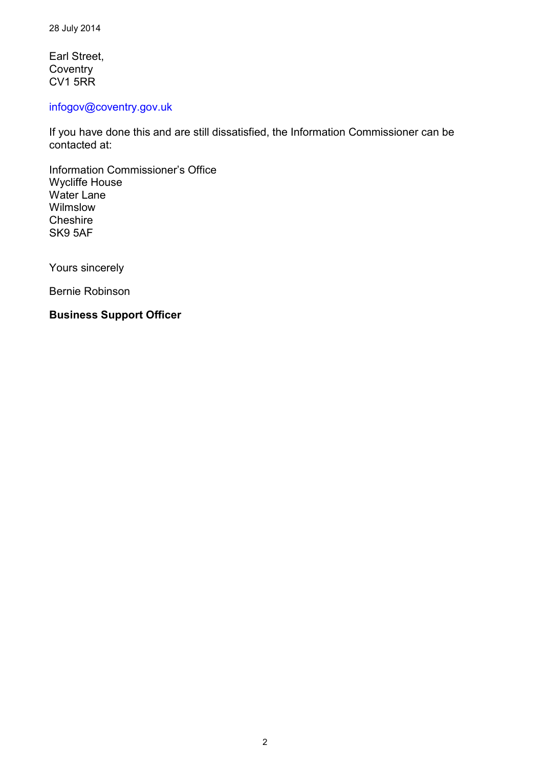28 July 2014

Earl Street,
Coventry
CV1 5RR

infogov@coventry.gov.uk

If you have done this and are still dissatisfied, the Information Commissioner can be contacted at:

Information Commissioner's Office
Wycliffe House
Water Lane
Wilmslow
Cheshire
SK9 5AF

Yours sincerely

Bernie Robinson

**Business Support Officer**